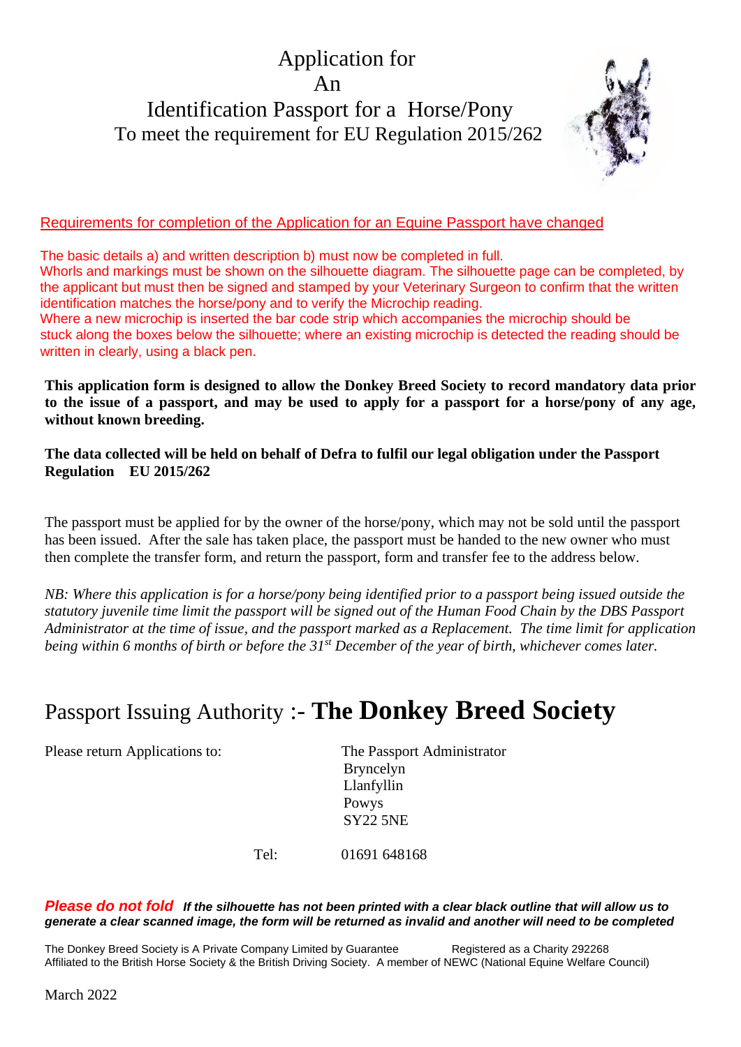# Application for An Identification Passport for a Horse/Pony

## To meet the requirement for EU Regulation 2015/262

Requirements for completion of the Application for an Equine Passport have changed

The basic details a) and written description b) must now be completed in full.
Whorls and markings must be shown on the silhouette diagram. The silhouette page can be completed, by the applicant but must then be signed and stamped by your Veterinary Surgeon to confirm that the written identification matches the horse/pony and to verify the Microchip reading.
Where a new microchip is inserted the bar code strip which accompanies the microchip should be stuck along the boxes below the silhouette; where an existing microchip is detected the reading should be written in clearly, using a black pen.

**This application form is designed to allow the Donkey Breed Society to record mandatory data prior to the issue of a passport, and may be used to apply for a passport for a horse/pony of any age, without known breeding.**

**The data collected will be held on behalf of Defra to fulfil our legal obligation under the Passport Regulation EU 2015/262**

The passport must be applied for by the owner of the horse/pony, which may not be sold until the passport has been issued. After the sale has taken place, the passport must be handed to the new owner who must then complete the transfer form, and return the passport, form and transfer fee to the address below.

*NB: Where this application is for a horse/pony being identified prior to a passport being issued outside the statutory juvenile time limit the passport will be signed out of the Human Food Chain by the DBS Passport Administrator at the time of issue, and the passport marked as a Replacement. The time limit for application being within 6 months of birth or before the 31st December of the year of birth, whichever comes later.*

## Passport Issuing Authority :- **The Donkey Breed Society**

Please return Applications to:

The Passport Administrator
Bryncelyn
Llanfyllin
Powys
SY22 5NE

Tel: 01691 648168

***Please do not fold*** ***If the silhouette has not been printed with a clear black outline that will allow us to generate a clear scanned image, the form will be returned as invalid and another will need to be completed***

The Donkey Breed Society is A Private Company Limited by Guarantee    Registered as a Charity 292268
Affiliated to the British Horse Society & the British Driving Society. A member of NEWC (National Equine Welfare Council)

March 2022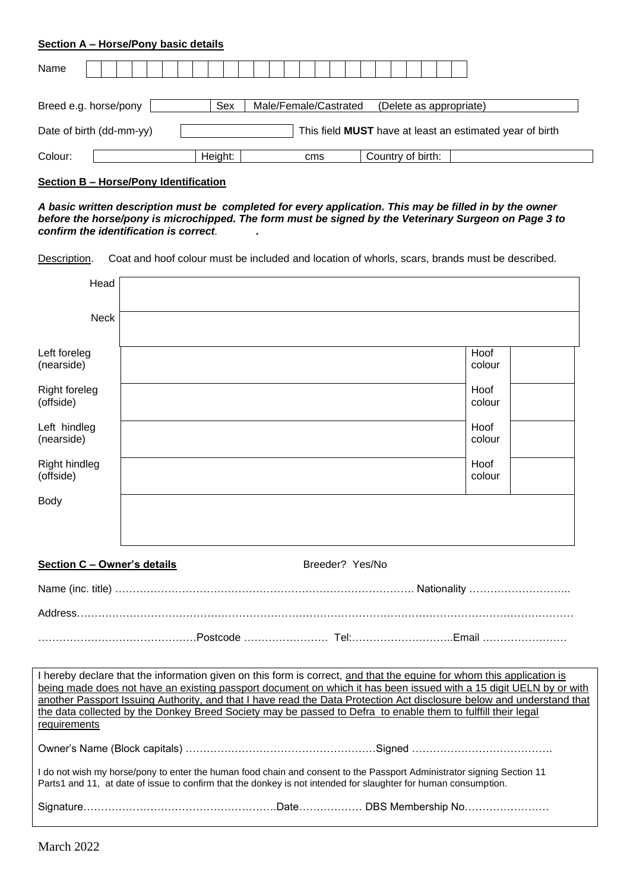**Section A – Horse/Pony basic details**

| Name | |
|---|---|

| Breed e.g. horse/pony | | Sex | Male/Female/Castrated (Delete as appropriate) |
|---|---|---|---|

| Date of birth (dd-mm-yy) | | This field **MUST** have at least an estimated year of birth |
|---|---|---|

| Colour: | | Height: | cms | Country of birth: | |
|---|---|---|---|---|---|

**Section B – Horse/Pony Identification**

***A basic written description must be completed for every application. This may be filled in by the owner before the horse/pony is microchipped. The form must be signed by the Veterinary Surgeon on Page 3 to confirm the identification is correct.***

Description. Coat and hoof colour must be included and location of whorls, scars, brands must be described.

| | | | |
|---|---|---|---|
| Head | | | |
| Neck | | | |
| Left foreleg (nearside) | | Hoof colour | |
| Right foreleg (offside) | | Hoof colour | |
| Left hindleg (nearside) | | Hoof colour | |
| Right hindleg (offside) | | Hoof colour | |
| Body | | | |

**Section C – Owner's details** Breeder? Yes/No

Name (inc. title) ……………………………………………………………………………. Nationality ………………………..

Address……………………………………………………………………………………………………………………………

………………………………………Postcode …………………… Tel:………………………..Email ……………………

I hereby declare that the information given on this form is correct, and that the equine for whom this application is being made does not have an existing passport document on which it has been issued with a 15 digit UELN by or with another Passport Issuing Authority, and that I have read the Data Protection Act disclosure below and understand that the data collected by the Donkey Breed Society may be passed to Defra to enable them to fulffill their legal requirements

Owner's Name (Block capitals) ………………………………………………Signed ………………………………….

I do not wish my horse/pony to enter the human food chain and consent to the Passport Administrator signing Section 11 Parts1 and 11, at date of issue to confirm that the donkey is not intended for slaughter for human consumption.

Signature……………………………………………….Date……………… DBS Membership No……………………

March 2022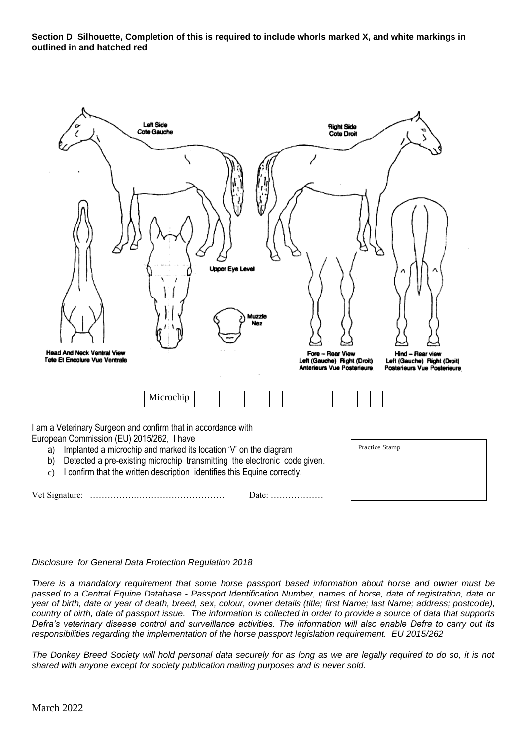**Section D Silhouette, Completion of this is required to include whorls marked X, and white markings in outlined in and hatched red**

Left Side
Cote Gauche

Right Side
Cote Droit

Upper Eye Level

Muzzle
Nez

Head And Neck Ventral View
Tete Et Encolure Vue Ventrale

Fore – Rear View
Left (Gauche) Right (Droit)
Anterieurs Vue Posterieure

Hind – Rear view
Left (Gauche) Right (Droit)
Posterieurs Vue Posterieure

| Microchip | | | | | | | | | | | | | | | |
|---|---|---|---|---|---|---|---|---|---|---|---|---|---|---|---|

I am a Veterinary Surgeon and confirm that in accordance with
European Commission (EU) 2015/262, I have

a) Implanted a microchip and marked its location 'V' on the diagram
b) Detected a pre-existing microchip transmitting the electronic code given.
c) I confirm that the written description identifies this Equine correctly.

Vet Signature: ………….……………………………… Date: ………………

Practice Stamp

*Disclosure for General Data Protection Regulation 2018*

*There is a mandatory requirement that some horse passport based information about horse and owner must be passed to a Central Equine Database - Passport Identification Number, names of horse, date of registration, date or year of birth, date or year of death, breed, sex, colour, owner details (title; first Name; last Name; address; postcode), country of birth, date of passport issue. The information is collected in order to provide a source of data that supports Defra's veterinary disease control and surveillance activities. The information will also enable Defra to carry out its responsibilities regarding the implementation of the horse passport legislation requirement. EU 2015/262*

*The Donkey Breed Society will hold personal data securely for as long as we are legally required to do so, it is not shared with anyone except for society publication mailing purposes and is never sold.*

March 2022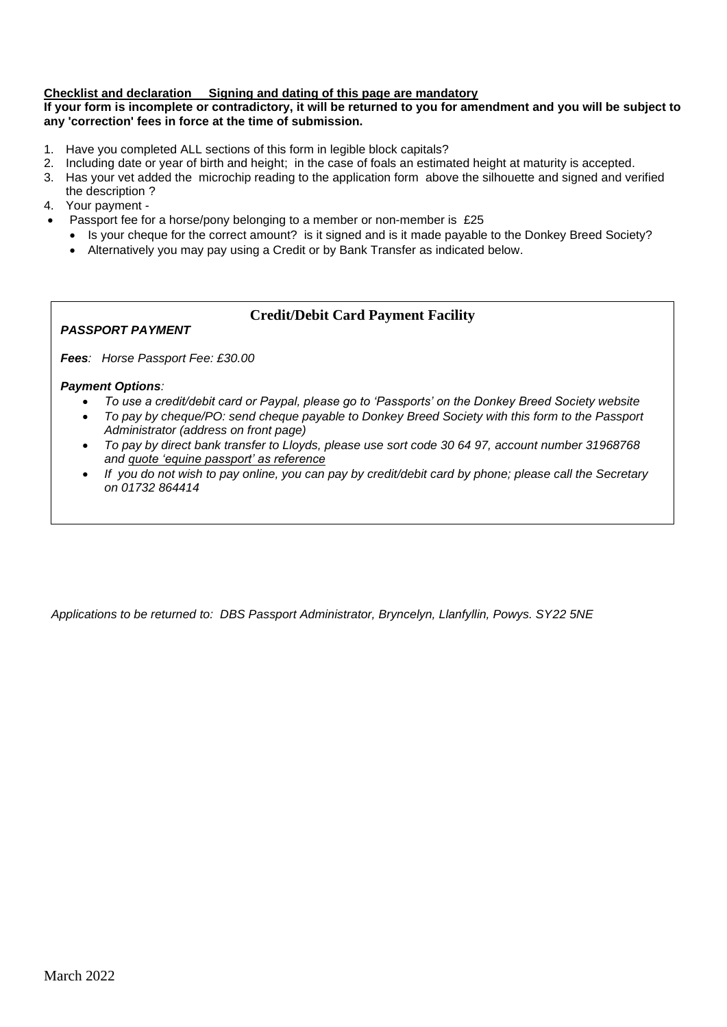**Checklist and declaration**     **Signing and dating of this page are mandatory**

**If your form is incomplete or contradictory, it will be returned to you for amendment and you will be subject to any 'correction' fees in force at the time of submission.**

1. Have you completed ALL sections of this form in legible block capitals?
2. Including date or year of birth and height; in the case of foals an estimated height at maturity is accepted.
3. Has your vet added the microchip reading to the application form above the silhouette and signed and verified the description ?
4. Your payment -

- Passport fee for a horse/pony belonging to a member or non-member is £25
  - Is your cheque for the correct amount? is it signed and is it made payable to the Donkey Breed Society?
  - Alternatively you may pay using a Credit or by Bank Transfer as indicated below.

## Credit/Debit Card Payment Facility

***PASSPORT PAYMENT***

***Fees**: Horse Passport Fee: £30.00*

***Payment Options**:*

- *To use a credit/debit card or Paypal, please go to 'Passports' on the Donkey Breed Society website*
- *To pay by cheque/PO: send cheque payable to Donkey Breed Society with this form to the Passport Administrator (address on front page)*
- *To pay by direct bank transfer to Lloyds, please use sort code 30 64 97, account number 31968768 and quote 'equine passport' as reference*
- *If you do not wish to pay online, you can pay by credit/debit card by phone; please call the Secretary on 01732 864414*

*Applications to be returned to: DBS Passport Administrator, Bryncelyn, Llanfyllin, Powys. SY22 5NE*

March 2022